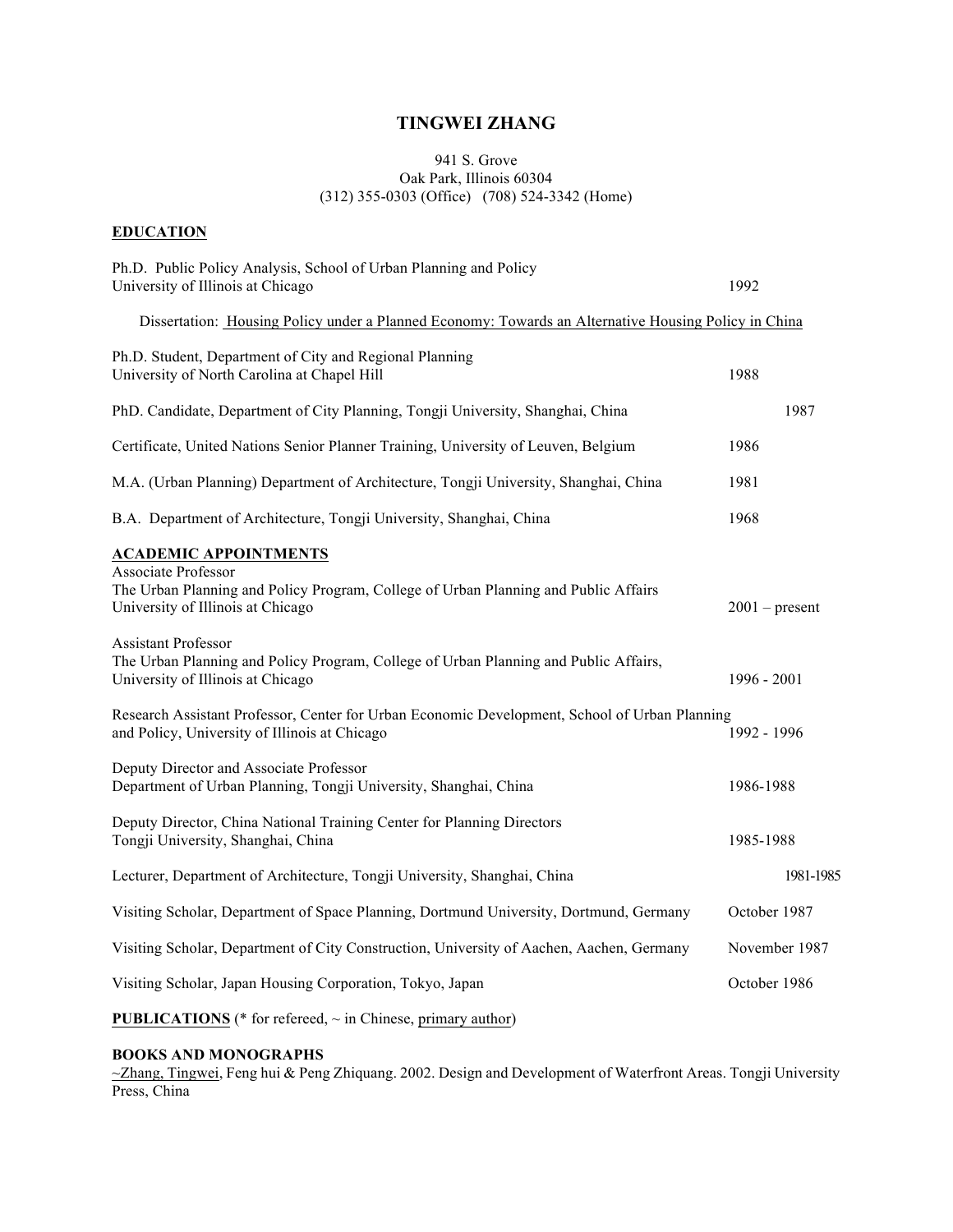# TINGWEI ZHANG

941 S. Grove
Oak Park, Illinois 60304
(312) 355-0303 (Office) (708) 524-3342 (Home)

## EDUCATION

Ph.D. Public Policy Analysis, School of Urban Planning and Policy
University of Illinois at Chicago — 1992

Dissertation: Housing Policy under a Planned Economy: Towards an Alternative Housing Policy in China

Ph.D. Student, Department of City and Regional Planning
University of North Carolina at Chapel Hill — 1988

PhD. Candidate, Department of City Planning, Tongji University, Shanghai, China — 1987

Certificate, United Nations Senior Planner Training, University of Leuven, Belgium — 1986

M.A. (Urban Planning) Department of Architecture, Tongji University, Shanghai, China — 1981

B.A. Department of Architecture, Tongji University, Shanghai, China — 1968

## ACADEMIC APPOINTMENTS

Associate Professor
The Urban Planning and Policy Program, College of Urban Planning and Public Affairs
University of Illinois at Chicago — 2001 – present

Assistant Professor
The Urban Planning and Policy Program, College of Urban Planning and Public Affairs,
University of Illinois at Chicago — 1996 - 2001

Research Assistant Professor, Center for Urban Economic Development, School of Urban Planning and Policy, University of Illinois at Chicago — 1992 - 1996

Deputy Director and Associate Professor
Department of Urban Planning, Tongji University, Shanghai, China — 1986-1988

Deputy Director, China National Training Center for Planning Directors
Tongji University, Shanghai, China — 1985-1988

Lecturer, Department of Architecture, Tongji University, Shanghai, China — 1981-1985

Visiting Scholar, Department of Space Planning, Dortmund University, Dortmund, Germany — October 1987

Visiting Scholar, Department of City Construction, University of Aachen, Aachen, Germany — November 1987

Visiting Scholar, Japan Housing Corporation, Tokyo, Japan — October 1986

**PUBLICATIONS** (* for refereed, ~ in Chinese, primary author)

### BOOKS AND MONOGRAPHS

~Zhang, Tingwei, Feng hui & Peng Zhiquang. 2002. Design and Development of Waterfront Areas. Tongji University Press, China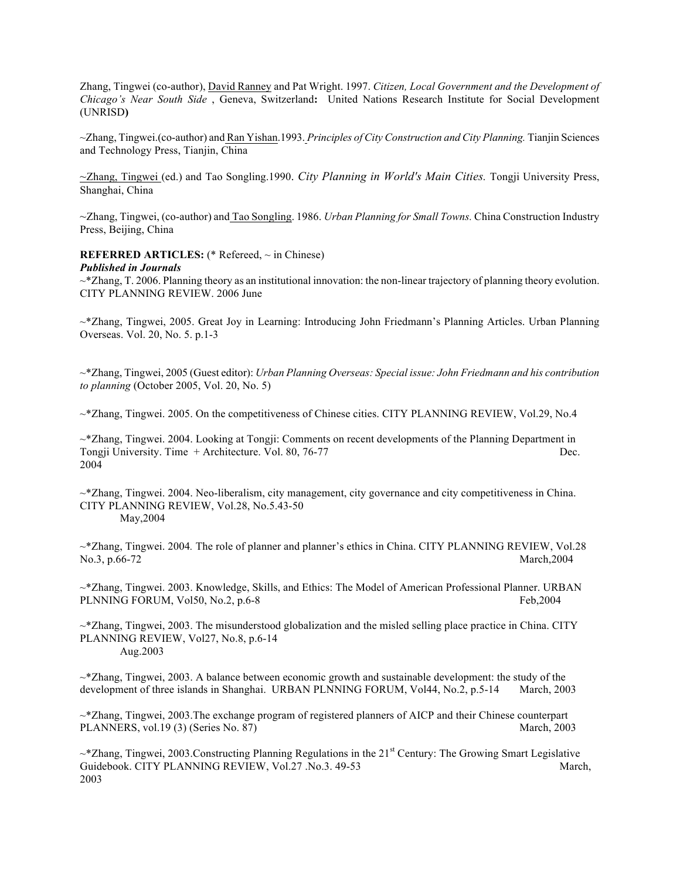Zhang, Tingwei (co-author), David Ranney and Pat Wright. 1997. *Citizen, Local Government and the Development of Chicago's Near South Side* , Geneva, Switzerland**:** United Nations Research Institute for Social Development (UNRISD**)**

~Zhang, Tingwei.(co-author) and Ran Yishan.1993. *Principles of City Construction and City Planning.* Tianjin Sciences and Technology Press, Tianjin, China

~Zhang, Tingwei (ed.) and Tao Songling.1990. *City Planning in World's Main Cities.* Tongji University Press, Shanghai, China

~Zhang, Tingwei, (co-author) and Tao Songling. 1986. *Urban Planning for Small Towns.* China Construction Industry Press, Beijing, China

**REFERRED ARTICLES:** (* Refereed, ~ in Chinese)

***Published in Journals***

~*Zhang, T. 2006. Planning theory as an institutional innovation: the non-linear trajectory of planning theory evolution. CITY PLANNING REVIEW. 2006 June

~*Zhang, Tingwei, 2005. Great Joy in Learning: Introducing John Friedmann's Planning Articles. Urban Planning Overseas. Vol. 20, No. 5. p.1-3

~*Zhang, Tingwei, 2005 (Guest editor): *Urban Planning Overseas: Special issue: John Friedmann and his contribution to planning* (October 2005, Vol. 20, No. 5)

~*Zhang, Tingwei. 2005. On the competitiveness of Chinese cities. CITY PLANNING REVIEW, Vol.29, No.4

~*Zhang, Tingwei. 2004. Looking at Tongji: Comments on recent developments of the Planning Department in Tongji University. Time + Architecture. Vol. 80, 76-77 Dec. 2004

~*Zhang, Tingwei. 2004. Neo-liberalism, city management, city governance and city competitiveness in China. CITY PLANNING REVIEW, Vol.28, No.5.43-50 May,2004

~*Zhang, Tingwei. 2004. The role of planner and planner's ethics in China. CITY PLANNING REVIEW, Vol.28 No.3, p.66-72 March,2004

~*Zhang, Tingwei. 2003. Knowledge, Skills, and Ethics: The Model of American Professional Planner. URBAN PLNNING FORUM, Vol50, No.2, p.6-8 Feb,2004

~*Zhang, Tingwei, 2003. The misunderstood globalization and the misled selling place practice in China. CITY PLANNING REVIEW, Vol27, No.8, p.6-14 Aug.2003

~*Zhang, Tingwei, 2003. A balance between economic growth and sustainable development: the study of the development of three islands in Shanghai. URBAN PLNNING FORUM, Vol44, No.2, p.5-14 March, 2003

~*Zhang, Tingwei, 2003.The exchange program of registered planners of AICP and their Chinese counterpart PLANNERS, vol.19 (3) (Series No. 87) March, 2003

~*Zhang, Tingwei, 2003.Constructing Planning Regulations in the 21st Century: The Growing Smart Legislative Guidebook. CITY PLANNING REVIEW, Vol.27 .No.3. 49-53 March, 2003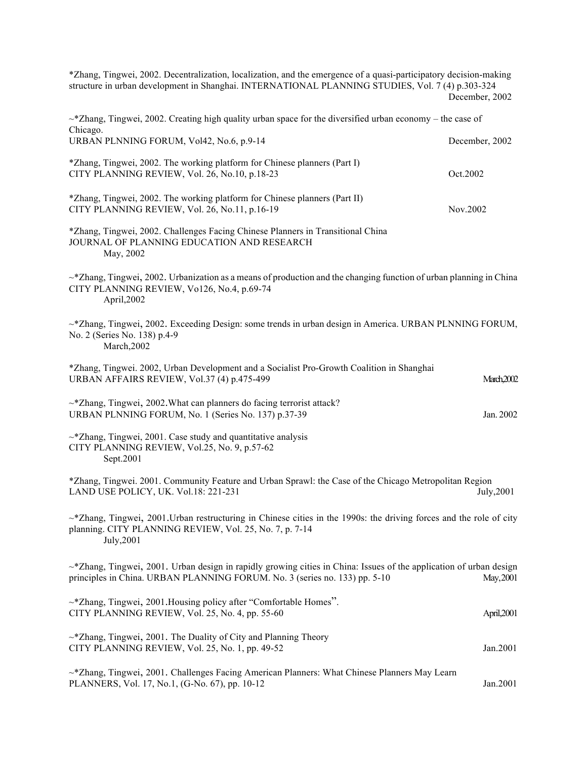*Zhang, Tingwei, 2002. Decentralization, localization, and the emergence of a quasi-participatory decision-making structure in urban development in Shanghai. INTERNATIONAL PLANNING STUDIES, Vol. 7 (4) p.303-324
December, 2002

~*Zhang, Tingwei, 2002. Creating high quality urban space for the diversified urban economy – the case of Chicago.
URBAN PLNNING FORUM, Vol42, No.6, p.9-14 December, 2002

*Zhang, Tingwei, 2002. The working platform for Chinese planners (Part I)
CITY PLANNING REVIEW, Vol. 26, No.10, p.18-23 Oct.2002

*Zhang, Tingwei, 2002. The working platform for Chinese planners (Part II)
CITY PLANNING REVIEW, Vol. 26, No.11, p.16-19 Nov.2002

*Zhang, Tingwei, 2002. Challenges Facing Chinese Planners in Transitional China
JOURNAL OF PLANNING EDUCATION AND RESEARCH
May, 2002

~*Zhang, Tingwei, 2002. Urbanization as a means of production and the changing function of urban planning in China
CITY PLANNING REVIEW, Vo126, No.4, p.69-74
April,2002

~*Zhang, Tingwei, 2002. Exceeding Design: some trends in urban design in America. URBAN PLNNING FORUM, No. 2 (Series No. 138) p.4-9
March,2002

*Zhang, Tingwei. 2002, Urban Development and a Socialist Pro-Growth Coalition in Shanghai
URBAN AFFAIRS REVIEW, Vol.37 (4) p.475-499 March,2002

~*Zhang, Tingwei, 2002.What can planners do facing terrorist attack?
URBAN PLNNING FORUM, No. 1 (Series No. 137) p.37-39 Jan. 2002

~*Zhang, Tingwei, 2001. Case study and quantitative analysis
CITY PLANNING REVIEW, Vol.25, No. 9, p.57-62
Sept.2001

*Zhang, Tingwei. 2001. Community Feature and Urban Sprawl: the Case of the Chicago Metropolitan Region
LAND USE POLICY, UK. Vol.18: 221-231 July,2001

~*Zhang, Tingwei, 2001.Urban restructuring in Chinese cities in the 1990s: the driving forces and the role of city planning. CITY PLANNING REVIEW, Vol. 25, No. 7, p. 7-14
July,2001

~*Zhang, Tingwei, 2001. Urban design in rapidly growing cities in China: Issues of the application of urban design principles in China. URBAN PLANNING FORUM. No. 3 (series no. 133) pp. 5-10 May,2001

~*Zhang, Tingwei, 2001.Housing policy after "Comfortable Homes".
CITY PLANNING REVIEW, Vol. 25, No. 4, pp. 55-60 April,2001

~*Zhang, Tingwei, 2001. The Duality of City and Planning Theory
CITY PLANNING REVIEW, Vol. 25, No. 1, pp. 49-52 Jan.2001

~*Zhang, Tingwei, 2001. Challenges Facing American Planners: What Chinese Planners May Learn
PLANNERS, Vol. 17, No.1, (G-No. 67), pp. 10-12 Jan.2001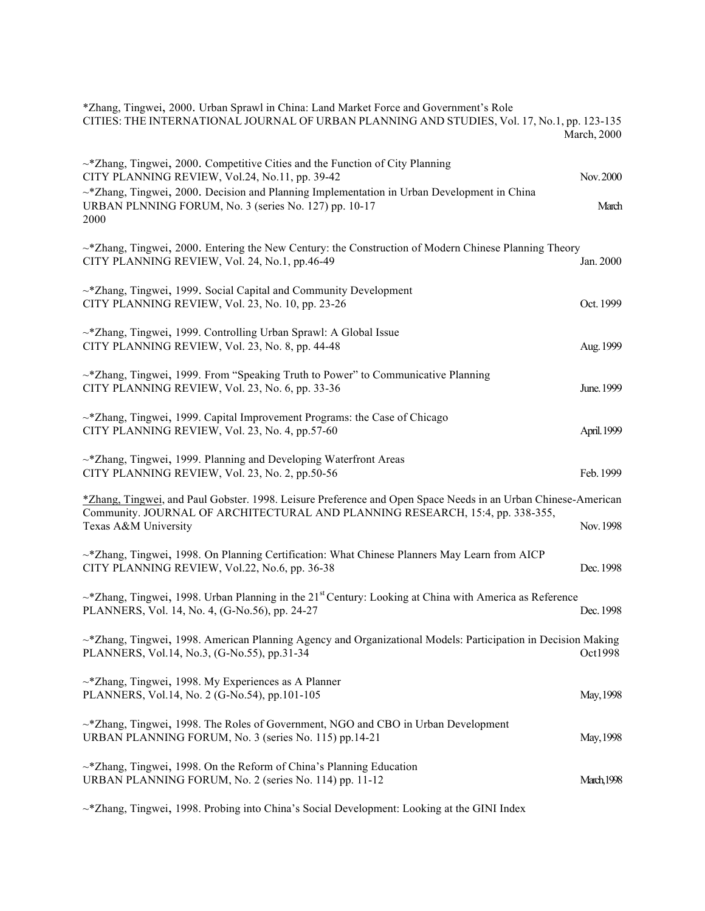*Zhang, Tingwei, 2000. Urban Sprawl in China: Land Market Force and Government's Role
CITIES: THE INTERNATIONAL JOURNAL OF URBAN PLANNING AND STUDIES, Vol. 17, No.1, pp. 123-135
March, 2000

~*Zhang, Tingwei, 2000. Competitive Cities and the Function of City Planning
CITY PLANNING REVIEW, Vol.24, No.11, pp. 39-42 Nov. 2000

~*Zhang, Tingwei, 2000. Decision and Planning Implementation in Urban Development in China
URBAN PLNNING FORUM, No. 3 (series No. 127) pp. 10-17 March 2000

~*Zhang, Tingwei, 2000. Entering the New Century: the Construction of Modern Chinese Planning Theory
CITY PLANNING REVIEW, Vol. 24, No.1, pp.46-49 Jan. 2000

~*Zhang, Tingwei, 1999. Social Capital and Community Development
CITY PLANNING REVIEW, Vol. 23, No. 10, pp. 23-26 Oct. 1999

~*Zhang, Tingwei, 1999. Controlling Urban Sprawl: A Global Issue
CITY PLANNING REVIEW, Vol. 23, No. 8, pp. 44-48 Aug. 1999

~*Zhang, Tingwei, 1999. From "Speaking Truth to Power" to Communicative Planning
CITY PLANNING REVIEW, Vol. 23, No. 6, pp. 33-36 June. 1999

~*Zhang, Tingwei, 1999. Capital Improvement Programs: the Case of Chicago
CITY PLANNING REVIEW, Vol. 23, No. 4, pp.57-60 April. 1999

~*Zhang, Tingwei, 1999. Planning and Developing Waterfront Areas
CITY PLANNING REVIEW, Vol. 23, No. 2, pp.50-56 Feb. 1999

*Zhang, Tingwei, and Paul Gobster. 1998. Leisure Preference and Open Space Needs in an Urban Chinese-American Community. JOURNAL OF ARCHITECTURAL AND PLANNING RESEARCH, 15:4, pp. 338-355, Texas A&M University Nov. 1998

~*Zhang, Tingwei, 1998. On Planning Certification: What Chinese Planners May Learn from AICP
CITY PLANNING REVIEW, Vol.22, No.6, pp. 36-38 Dec. 1998

~*Zhang, Tingwei, 1998. Urban Planning in the 21st Century: Looking at China with America as Reference
PLANNERS, Vol. 14, No. 4, (G-No.56), pp. 24-27 Dec. 1998

~*Zhang, Tingwei, 1998. American Planning Agency and Organizational Models: Participation in Decision Making
PLANNERS, Vol.14, No.3, (G-No.55), pp.31-34 Oct1998

~*Zhang, Tingwei, 1998. My Experiences as A Planner
PLANNERS, Vol.14, No. 2 (G-No.54), pp.101-105 May, 1998

~*Zhang, Tingwei, 1998. The Roles of Government, NGO and CBO in Urban Development
URBAN PLANNING FORUM, No. 3 (series No. 115) pp.14-21 May, 1998

~*Zhang, Tingwei, 1998. On the Reform of China's Planning Education
URBAN PLANNING FORUM, No. 2 (series No. 114) pp. 11-12 March, 1998

~*Zhang, Tingwei, 1998. Probing into China's Social Development: Looking at the GINI Index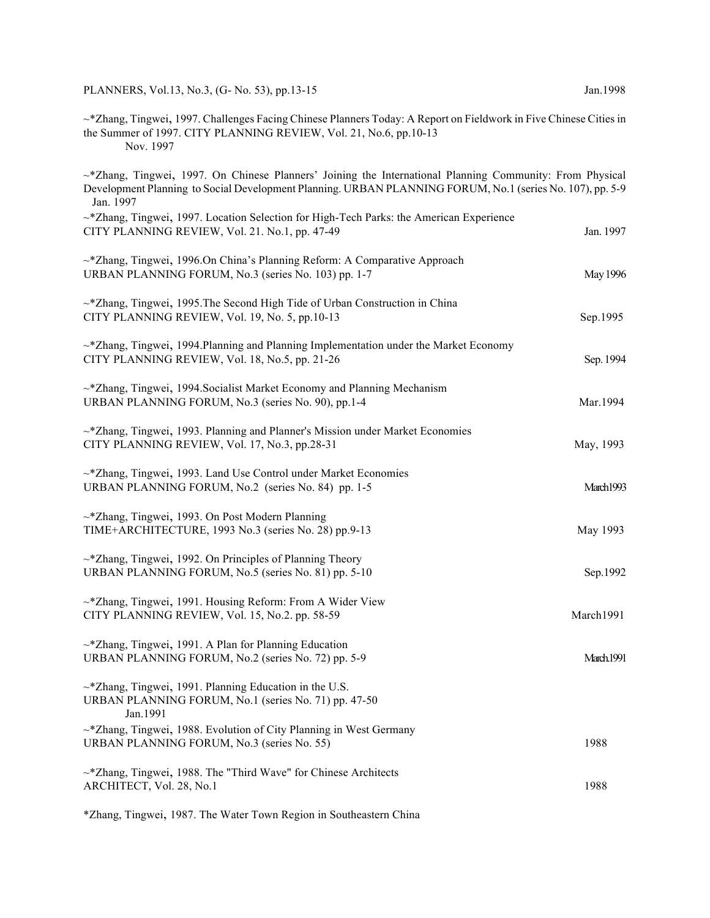PLANNERS, Vol.13, No.3, (G- No. 53), pp.13-15 Jan.1998

~*Zhang, Tingwei, 1997. Challenges Facing Chinese Planners Today: A Report on Fieldwork in Five Chinese Cities in the Summer of 1997. CITY PLANNING REVIEW, Vol. 21, No.6, pp.10-13
Nov. 1997

~*Zhang, Tingwei, 1997. On Chinese Planners' Joining the International Planning Community: From Physical Development Planning to Social Development Planning. URBAN PLANNING FORUM, No.1 (series No. 107), pp. 5-9
Jan. 1997

~*Zhang, Tingwei, 1997. Location Selection for High-Tech Parks: the American Experience
CITY PLANNING REVIEW, Vol. 21. No.1, pp. 47-49 Jan. 1997

~*Zhang, Tingwei, 1996.On China's Planning Reform: A Comparative Approach
URBAN PLANNING FORUM, No.3 (series No. 103) pp. 1-7 May 1996

~*Zhang, Tingwei, 1995.The Second High Tide of Urban Construction in China
CITY PLANNING REVIEW, Vol. 19, No. 5, pp.10-13 Sep.1995

~*Zhang, Tingwei, 1994.Planning and Planning Implementation under the Market Economy
CITY PLANNING REVIEW, Vol. 18, No.5, pp. 21-26 Sep. 1994

~*Zhang, Tingwei, 1994.Socialist Market Economy and Planning Mechanism
URBAN PLANNING FORUM, No.3 (series No. 90), pp.1-4 Mar.1994

~*Zhang, Tingwei, 1993. Planning and Planner's Mission under Market Economies
CITY PLANNING REVIEW, Vol. 17, No.3, pp.28-31 May, 1993

~*Zhang, Tingwei, 1993. Land Use Control under Market Economies
URBAN PLANNING FORUM, No.2 (series No. 84) pp. 1-5 March1993

~*Zhang, Tingwei, 1993. On Post Modern Planning
TIME+ARCHITECTURE, 1993 No.3 (series No. 28) pp.9-13 May 1993

~*Zhang, Tingwei, 1992. On Principles of Planning Theory
URBAN PLANNING FORUM, No.5 (series No. 81) pp. 5-10 Sep.1992

~*Zhang, Tingwei, 1991. Housing Reform: From A Wider View
CITY PLANNING REVIEW, Vol. 15, No.2. pp. 58-59 March1991

~*Zhang, Tingwei, 1991. A Plan for Planning Education
URBAN PLANNING FORUM, No.2 (series No. 72) pp. 5-9 March.1991

~*Zhang, Tingwei, 1991. Planning Education in the U.S.
URBAN PLANNING FORUM, No.1 (series No. 71) pp. 47-50
Jan.1991

~*Zhang, Tingwei, 1988. Evolution of City Planning in West Germany
URBAN PLANNING FORUM, No.3 (series No. 55) 1988

~*Zhang, Tingwei, 1988. The "Third Wave" for Chinese Architects
ARCHITECT, Vol. 28, No.1 1988

*Zhang, Tingwei, 1987. The Water Town Region in Southeastern China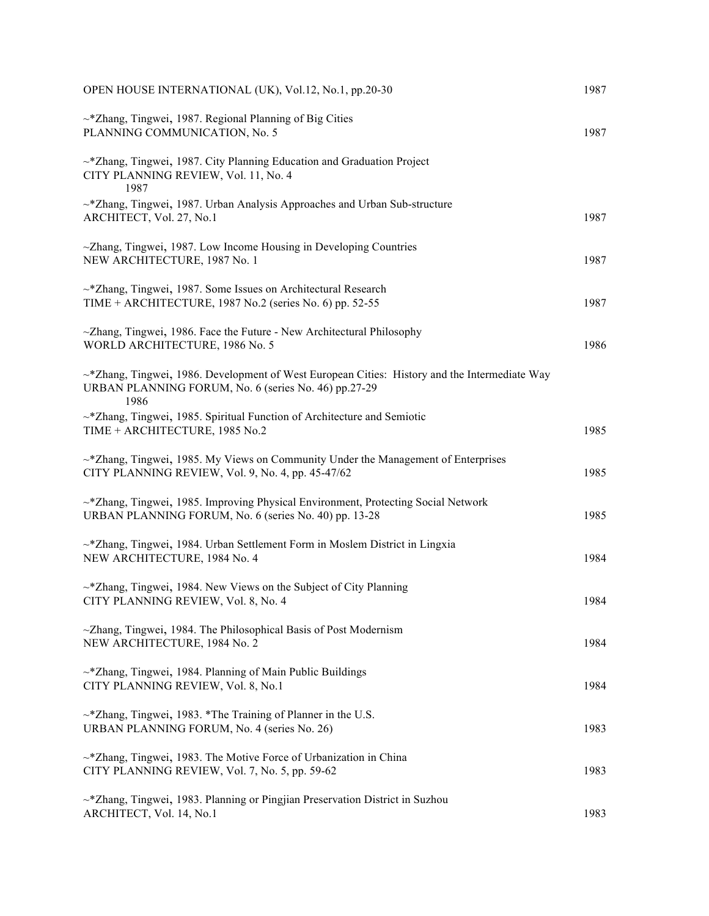OPEN HOUSE INTERNATIONAL (UK), Vol.12, No.1, pp.20-30 1987

~*Zhang, Tingwei, 1987. Regional Planning of Big Cities
PLANNING COMMUNICATION, No. 5 1987

~*Zhang, Tingwei, 1987. City Planning Education and Graduation Project
CITY PLANNING REVIEW, Vol. 11, No. 4
1987

~*Zhang, Tingwei, 1987. Urban Analysis Approaches and Urban Sub-structure
ARCHITECT, Vol. 27, No.1 1987

~Zhang, Tingwei, 1987. Low Income Housing in Developing Countries
NEW ARCHITECTURE, 1987 No. 1 1987

~*Zhang, Tingwei, 1987. Some Issues on Architectural Research
TIME + ARCHITECTURE, 1987 No.2 (series No. 6) pp. 52-55 1987

~Zhang, Tingwei, 1986. Face the Future - New Architectural Philosophy
WORLD ARCHITECTURE, 1986 No. 5 1986

~*Zhang, Tingwei, 1986. Development of West European Cities: History and the Intermediate Way
URBAN PLANNING FORUM, No. 6 (series No. 46) pp.27-29
1986

~*Zhang, Tingwei, 1985. Spiritual Function of Architecture and Semiotic
TIME + ARCHITECTURE, 1985 No.2 1985

~*Zhang, Tingwei, 1985. My Views on Community Under the Management of Enterprises
CITY PLANNING REVIEW, Vol. 9, No. 4, pp. 45-47/62 1985

~*Zhang, Tingwei, 1985. Improving Physical Environment, Protecting Social Network
URBAN PLANNING FORUM, No. 6 (series No. 40) pp. 13-28 1985

~*Zhang, Tingwei, 1984. Urban Settlement Form in Moslem District in Lingxia
NEW ARCHITECTURE, 1984 No. 4 1984

~*Zhang, Tingwei, 1984. New Views on the Subject of City Planning
CITY PLANNING REVIEW, Vol. 8, No. 4 1984

~Zhang, Tingwei, 1984. The Philosophical Basis of Post Modernism
NEW ARCHITECTURE, 1984 No. 2 1984

~*Zhang, Tingwei, 1984. Planning of Main Public Buildings
CITY PLANNING REVIEW, Vol. 8, No.1 1984

~*Zhang, Tingwei, 1983. *The Training of Planner in the U.S.
URBAN PLANNING FORUM, No. 4 (series No. 26) 1983

~*Zhang, Tingwei, 1983. The Motive Force of Urbanization in China
CITY PLANNING REVIEW, Vol. 7, No. 5, pp. 59-62 1983

~*Zhang, Tingwei, 1983. Planning or Pingjian Preservation District in Suzhou
ARCHITECT, Vol. 14, No.1 1983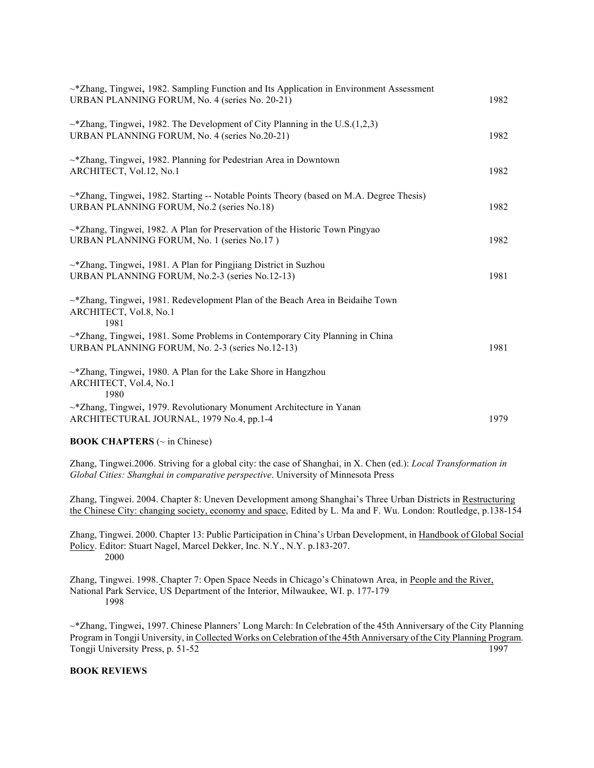~*Zhang, Tingwei, 1982. Sampling Function and Its Application in Environment Assessment
URBAN PLANNING FORUM, No. 4 (series No. 20-21) 1982

~*Zhang, Tingwei, 1982. The Development of City Planning in the U.S.(1,2,3)
URBAN PLANNING FORUM, No. 4 (series No.20-21) 1982

~*Zhang, Tingwei, 1982. Planning for Pedestrian Area in Downtown
ARCHITECT, Vol.12, No.1 1982

~*Zhang, Tingwei, 1982. Starting -- Notable Points Theory (based on M.A. Degree Thesis)
URBAN PLANNING FORUM, No.2 (series No.18) 1982

~*Zhang, Tingwei, 1982. A Plan for Preservation of the Historic Town Pingyao
URBAN PLANNING FORUM, No. 1 (series No.17 ) 1982

~*Zhang, Tingwei, 1981. A Plan for Pingjiang District in Suzhou
URBAN PLANNING FORUM, No.2-3 (series No.12-13) 1981

~*Zhang, Tingwei, 1981. Redevelopment Plan of the Beach Area in Beidaihe Town
ARCHITECT, Vol.8, No.1
1981

~*Zhang, Tingwei, 1981. Some Problems in Contemporary City Planning in China
URBAN PLANNING FORUM, No. 2-3 (series No.12-13) 1981

~*Zhang, Tingwei, 1980. A Plan for the Lake Shore in Hangzhou
ARCHITECT, Vol.4, No.1
1980

~*Zhang, Tingwei, 1979. Revolutionary Monument Architecture in Yanan
ARCHITECTURAL JOURNAL, 1979 No.4, pp.1-4 1979

**BOOK CHAPTERS** (~ in Chinese)

Zhang, Tingwei.2006. Striving for a global city: the case of Shanghai, in X. Chen (ed.): *Local Transformation in Global Cities: Shanghai in comparative perspective*. University of Minnesota Press

Zhang, Tingwei. 2004. Chapter 8: Uneven Development among Shanghai's Three Urban Districts in Restructuring the Chinese City: changing society, economy and space, Edited by L. Ma and F. Wu. London: Routledge, p.138-154

Zhang, Tingwei. 2000. Chapter 13: Public Participation in China's Urban Development, in Handbook of Global Social Policy. Editor: Stuart Nagel, Marcel Dekker, Inc. N.Y., N.Y. p.183-207.
2000

Zhang, Tingwei. 1998. Chapter 7: Open Space Needs in Chicago's Chinatown Area, in People and the River, National Park Service, US Department of the Interior, Milwaukee, WI. p. 177-179
1998

~*Zhang, Tingwei, 1997. Chinese Planners' Long March: In Celebration of the 45th Anniversary of the City Planning Program in Tongji University, in Collected Works on Celebration of the 45th Anniversary of the City Planning Program. Tongji University Press, p. 51-52 1997

**BOOK REVIEWS**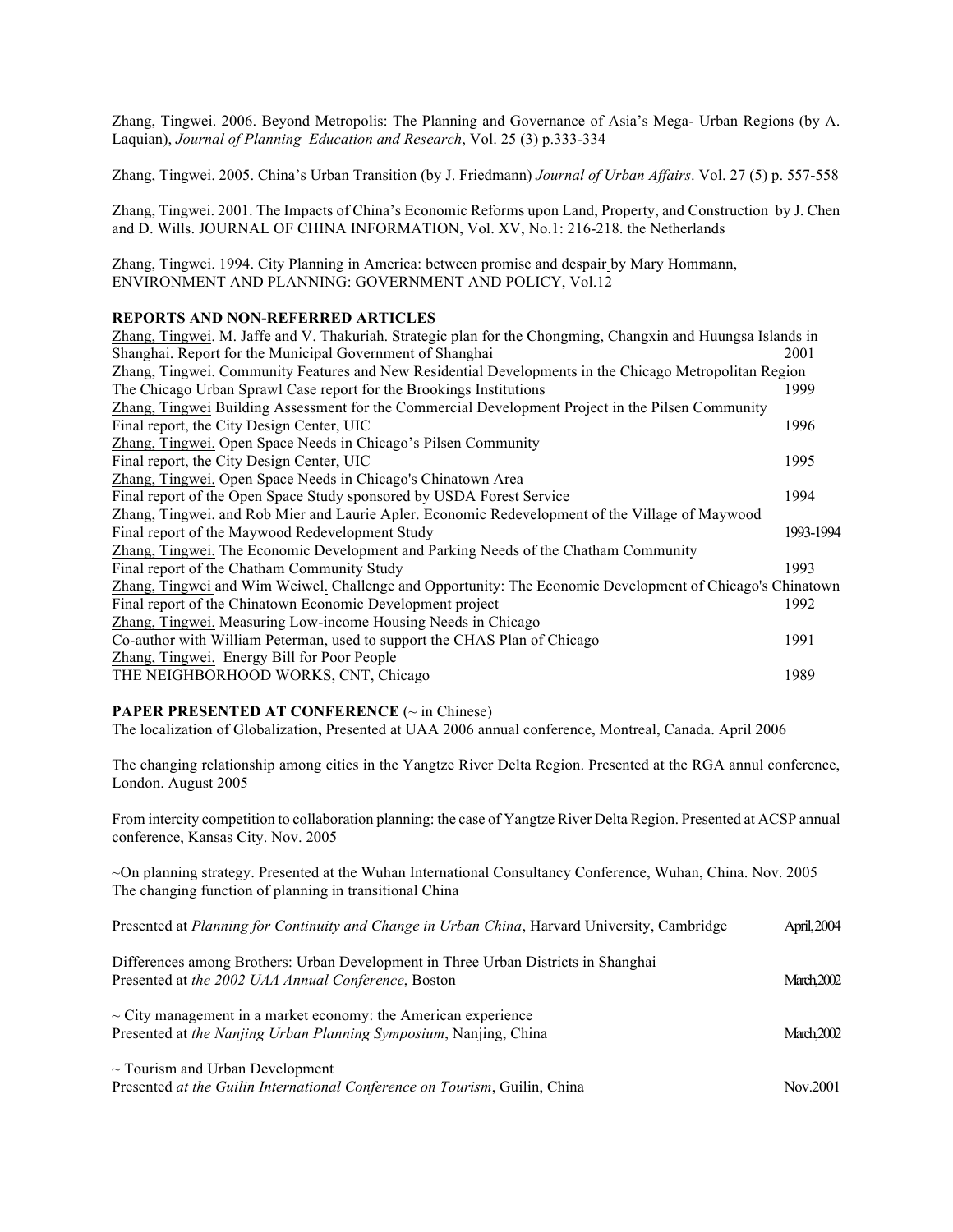Zhang, Tingwei. 2006. Beyond Metropolis: The Planning and Governance of Asia's Mega- Urban Regions (by A. Laquian), *Journal of Planning Education and Research*, Vol. 25 (3) p.333-334

Zhang, Tingwei. 2005. China's Urban Transition (by J. Friedmann) *Journal of Urban Affairs*. Vol. 27 (5) p. 557-558

Zhang, Tingwei. 2001. The Impacts of China's Economic Reforms upon Land, Property, and Construction by J. Chen and D. Wills. JOURNAL OF CHINA INFORMATION, Vol. XV, No.1: 216-218. the Netherlands

Zhang, Tingwei. 1994. City Planning in America: between promise and despair by Mary Hommann, ENVIRONMENT AND PLANNING: GOVERNMENT AND POLICY, Vol.12

**REPORTS AND NON-REFERRED ARTICLES**

Zhang, Tingwei. M. Jaffe and V. Thakuriah. Strategic plan for the Chongming, Changxin and Huungsa Islands in Shanghai. Report for the Municipal Government of Shanghai — 2001

Zhang, Tingwei. Community Features and New Residential Developments in the Chicago Metropolitan Region
The Chicago Urban Sprawl Case report for the Brookings Institutions — 1999

Zhang, Tingwei Building Assessment for the Commercial Development Project in the Pilsen Community
Final report, the City Design Center, UIC — 1996

Zhang, Tingwei. Open Space Needs in Chicago's Pilsen Community
Final report, the City Design Center, UIC — 1995

Zhang, Tingwei. Open Space Needs in Chicago's Chinatown Area
Final report of the Open Space Study sponsored by USDA Forest Service — 1994

Zhang, Tingwei. and Rob Mier and Laurie Apler. Economic Redevelopment of the Village of Maywood
Final report of the Maywood Redevelopment Study — 1993-1994

Zhang, Tingwei. The Economic Development and Parking Needs of the Chatham Community
Final report of the Chatham Community Study — 1993

Zhang, Tingwei and Wim Weiwel. Challenge and Opportunity: The Economic Development of Chicago's Chinatown
Final report of the Chinatown Economic Development project — 1992

Zhang, Tingwei. Measuring Low-income Housing Needs in Chicago
Co-author with William Peterman, used to support the CHAS Plan of Chicago — 1991

Zhang, Tingwei. Energy Bill for Poor People
THE NEIGHBORHOOD WORKS, CNT, Chicago — 1989

**PAPER PRESENTED AT CONFERENCE** (~ in Chinese)

The localization of Globalization**,** Presented at UAA 2006 annual conference, Montreal, Canada. April 2006

The changing relationship among cities in the Yangtze River Delta Region. Presented at the RGA annul conference, London. August 2005

From intercity competition to collaboration planning: the case of Yangtze River Delta Region. Presented at ACSP annual conference, Kansas City. Nov. 2005

~On planning strategy. Presented at the Wuhan International Consultancy Conference, Wuhan, China. Nov. 2005

The changing function of planning in transitional China
Presented at *Planning for Continuity and Change in Urban China*, Harvard University, Cambridge — April,2004

Differences among Brothers: Urban Development in Three Urban Districts in Shanghai
Presented at *the 2002 UAA Annual Conference*, Boston — March,2002

~ City management in a market economy: the American experience
Presented at *the Nanjing Urban Planning Symposium*, Nanjing, China — March,2002

~ Tourism and Urban Development
Presented *at the Guilin International Conference on Tourism*, Guilin, China — Nov.2001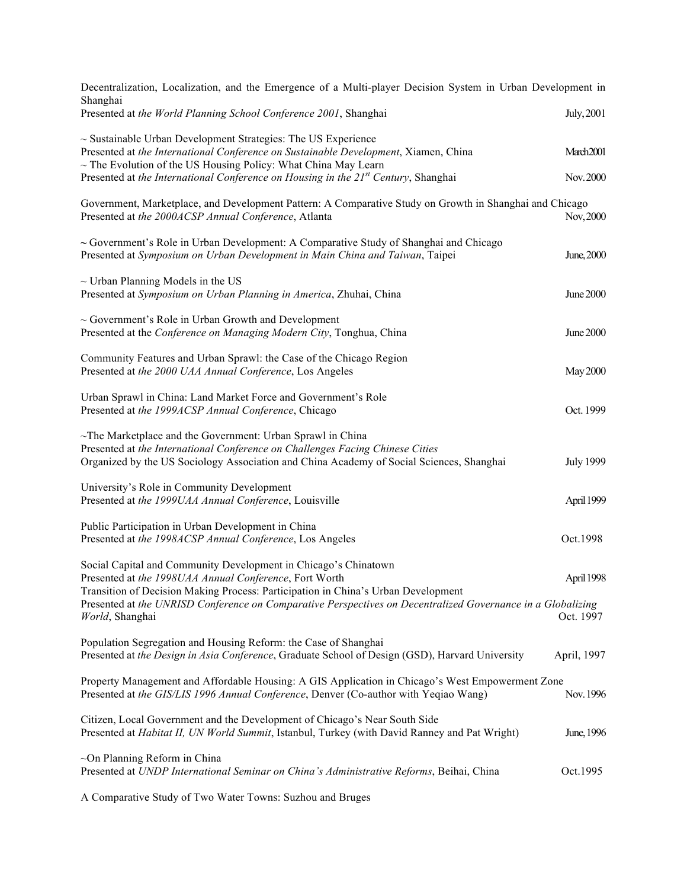Decentralization, Localization, and the Emergence of a Multi-player Decision System in Urban Development in Shanghai
Presented at *the World Planning School Conference 2001*, Shanghai July, 2001

~ Sustainable Urban Development Strategies: The US Experience
Presented at *the International Conference on Sustainable Development*, Xiamen, China March 2001
~ The Evolution of the US Housing Policy: What China May Learn
Presented at *the International Conference on Housing in the 21st Century*, Shanghai Nov. 2000

Government, Marketplace, and Development Pattern: A Comparative Study on Growth in Shanghai and Chicago
Presented at *the 2000ACSP Annual Conference*, Atlanta Nov, 2000

~ Government's Role in Urban Development: A Comparative Study of Shanghai and Chicago
Presented at *Symposium on Urban Development in Main China and Taiwan*, Taipei June, 2000

~ Urban Planning Models in the US
Presented at *Symposium on Urban Planning in America*, Zhuhai, China June 2000

~ Government's Role in Urban Growth and Development
Presented at the *Conference on Managing Modern City*, Tonghua, China June 2000

Community Features and Urban Sprawl: the Case of the Chicago Region
Presented at *the 2000 UAA Annual Conference*, Los Angeles May 2000

Urban Sprawl in China: Land Market Force and Government's Role
Presented at *the 1999ACSP Annual Conference*, Chicago Oct. 1999

~The Marketplace and the Government: Urban Sprawl in China
Presented at *the International Conference on Challenges Facing Chinese Cities*
Organized by the US Sociology Association and China Academy of Social Sciences, Shanghai July 1999

University's Role in Community Development
Presented at *the 1999UAA Annual Conference*, Louisville April 1999

Public Participation in Urban Development in China
Presented at *the 1998ACSP Annual Conference*, Los Angeles Oct.1998

Social Capital and Community Development in Chicago's Chinatown
Presented at *the 1998UAA Annual Conference*, Fort Worth April 1998
Transition of Decision Making Process: Participation in China's Urban Development
Presented at *the UNRISD Conference on Comparative Perspectives on Decentralized Governance in a Globalizing World*, Shanghai Oct. 1997

Population Segregation and Housing Reform: the Case of Shanghai
Presented at *the Design in Asia Conference*, Graduate School of Design (GSD), Harvard University April, 1997

Property Management and Affordable Housing: A GIS Application in Chicago's West Empowerment Zone
Presented at *the GIS/LIS 1996 Annual Conference*, Denver (Co-author with Yeqiao Wang) Nov. 1996

Citizen, Local Government and the Development of Chicago's Near South Side
Presented at *Habitat II, UN World Summit*, Istanbul, Turkey (with David Ranney and Pat Wright) June, 1996

~On Planning Reform in China
Presented at *UNDP International Seminar on China's Administrative Reforms*, Beihai, China Oct.1995

A Comparative Study of Two Water Towns: Suzhou and Bruges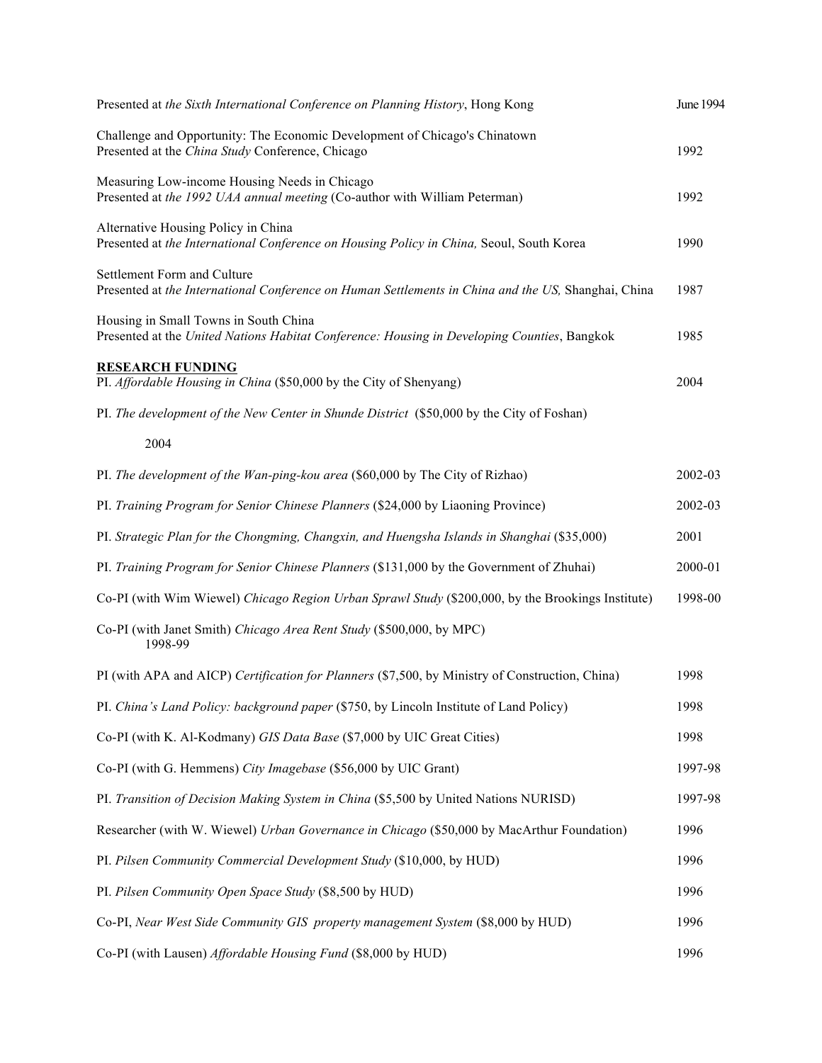Presented at *the Sixth International Conference on Planning History*, Hong Kong June 1994

Challenge and Opportunity: The Economic Development of Chicago's Chinatown
Presented at the *China Study* Conference, Chicago 1992

Measuring Low-income Housing Needs in Chicago
Presented at *the 1992 UAA annual meeting* (Co-author with William Peterman) 1992

Alternative Housing Policy in China
Presented at *the International Conference on Housing Policy in China,* Seoul, South Korea 1990

Settlement Form and Culture
Presented at *the International Conference on Human Settlements in China and the US,* Shanghai, China 1987

Housing in Small Towns in South China
Presented at the *United Nations Habitat Conference: Housing in Developing Counties*, Bangkok 1985

**RESEARCH FUNDING**

PI. *Affordable Housing in China* ($50,000 by the City of Shenyang) 2004

PI. *The development of the New Center in Shunde District* ($50,000 by the City of Foshan)

2004

PI. *The development of the Wan-ping-kou area* ($60,000 by The City of Rizhao) 2002-03

PI. *Training Program for Senior Chinese Planners* ($24,000 by Liaoning Province) 2002-03

PI. *Strategic Plan for the Chongming, Changxin, and Huengsha Islands in Shanghai* ($35,000) 2001

PI. *Training Program for Senior Chinese Planners* ($131,000 by the Government of Zhuhai) 2000-01

Co-PI (with Wim Wiewel) *Chicago Region Urban Sprawl Study* ($200,000, by the Brookings Institute) 1998-00

Co-PI (with Janet Smith) *Chicago Area Rent Study* ($500,000, by MPC)
1998-99

PI (with APA and AICP) *Certification for Planners* ($7,500, by Ministry of Construction, China) 1998

PI. *China's Land Policy: background paper* ($750, by Lincoln Institute of Land Policy) 1998

Co-PI (with K. Al-Kodmany) *GIS Data Base* ($7,000 by UIC Great Cities) 1998

Co-PI (with G. Hemmens) *City Imagebase* ($56,000 by UIC Grant) 1997-98

PI. *Transition of Decision Making System in China* ($5,500 by United Nations NURISD) 1997-98

Researcher (with W. Wiewel) *Urban Governance in Chicago* ($50,000 by MacArthur Foundation) 1996

PI. *Pilsen Community Commercial Development Study* ($10,000, by HUD) 1996

PI. *Pilsen Community Open Space Study* ($8,500 by HUD) 1996

Co-PI, *Near West Side Community GIS property management System* ($8,000 by HUD) 1996

Co-PI (with Lausen) *Affordable Housing Fund* ($8,000 by HUD) 1996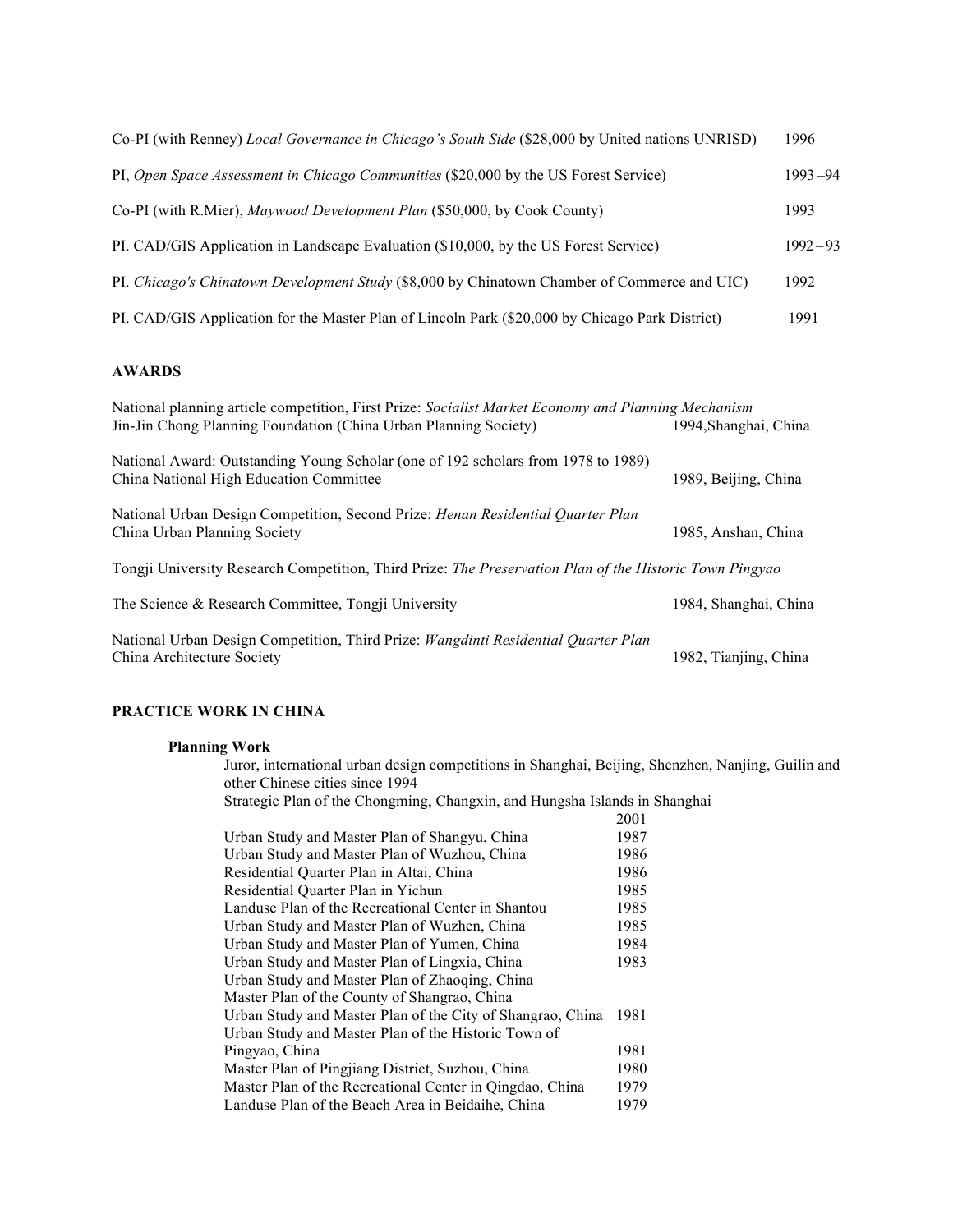Co-PI (with Renney) *Local Governance in Chicago's South Side* ($28,000 by United nations UNRISD) 1996

PI, *Open Space Assessment in Chicago Communities* ($20,000 by the US Forest Service) 1993 –94

Co-PI (with R.Mier), *Maywood Development Plan* ($50,000, by Cook County) 1993

PI. CAD/GIS Application in Landscape Evaluation ($10,000, by the US Forest Service) 1992 – 93

PI. *Chicago's Chinatown Development Study* ($8,000 by Chinatown Chamber of Commerce and UIC) 1992

PI. CAD/GIS Application for the Master Plan of Lincoln Park ($20,000 by Chicago Park District) 1991

## AWARDS

National planning article competition, First Prize: *Socialist Market Economy and Planning Mechanism*
Jin-Jin Chong Planning Foundation (China Urban Planning Society) 1994,Shanghai, China

National Award: Outstanding Young Scholar (one of 192 scholars from 1978 to 1989)
China National High Education Committee 1989, Beijing, China

National Urban Design Competition, Second Prize: *Henan Residential Quarter Plan*
China Urban Planning Society 1985, Anshan, China

Tongji University Research Competition, Third Prize: *The Preservation Plan of the Historic Town Pingyao*

The Science & Research Committee, Tongji University 1984, Shanghai, China

National Urban Design Competition, Third Prize: *Wangdinti Residential Quarter Plan*
China Architecture Society 1982, Tianjing, China

## PRACTICE WORK IN CHINA

### Planning Work

Juror, international urban design competitions in Shanghai, Beijing, Shenzhen, Nanjing, Guilin and other Chinese cities since 1994

Strategic Plan of the Chongming, Changxin, and Hungsha Islands in Shanghai 2001

Urban Study and Master Plan of Shangyu, China 1987

Urban Study and Master Plan of Wuzhou, China 1986

Residential Quarter Plan in Altai, China 1986

Residential Quarter Plan in Yichun 1985

Landuse Plan of the Recreational Center in Shantou 1985

Urban Study and Master Plan of Wuzhen, China 1985

Urban Study and Master Plan of Yumen, China 1984

Urban Study and Master Plan of Lingxia, China 1983

Urban Study and Master Plan of Zhaoqing, China

Master Plan of the County of Shangrao, China

Urban Study and Master Plan of the City of Shangrao, China 1981

Urban Study and Master Plan of the Historic Town of Pingyao, China 1981

Master Plan of Pingjiang District, Suzhou, China 1980

Master Plan of the Recreational Center in Qingdao, China 1979

Landuse Plan of the Beach Area in Beidaihe, China 1979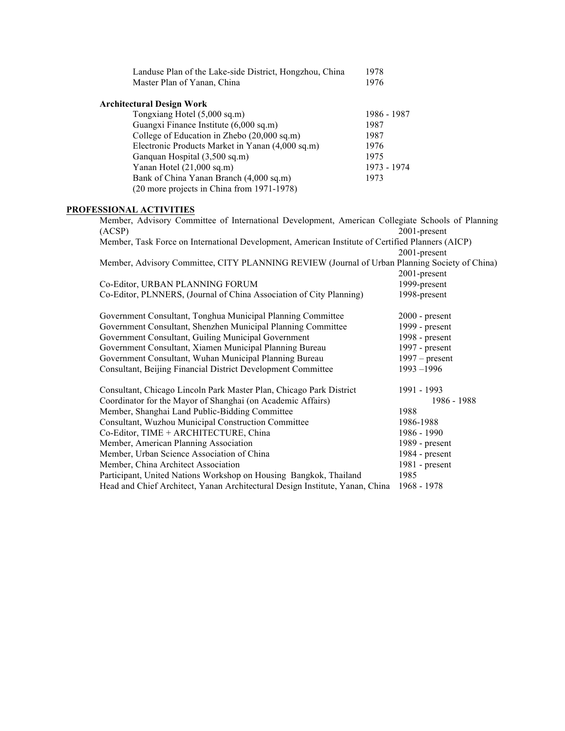| | |
|---|---|
| Landuse Plan of the Lake-side District, Hongzhou, China | 1978 |
| Master Plan of Yanan, China | 1976 |

**Architectural Design Work**

| | |
|---|---|
| Tongxiang Hotel (5,000 sq.m) | 1986 - 1987 |
| Guangxi Finance Institute (6,000 sq.m) | 1987 |
| College of Education in Zhebo (20,000 sq.m) | 1987 |
| Electronic Products Market in Yanan (4,000 sq.m) | 1976 |
| Ganquan Hospital (3,500 sq.m) | 1975 |
| Yanan Hotel (21,000 sq.m) | 1973 - 1974 |
| Bank of China Yanan Branch (4,000 sq.m) | 1973 |
| (20 more projects in China from 1971-1978) | |

## PROFESSIONAL ACTIVITIES

| | |
|---|---|
| Member, Advisory Committee of International Development, American Collegiate Schools of Planning (ACSP) | 2001-present |
| Member, Task Force on International Development, American Institute of Certified Planners (AICP) | 2001-present |
| Member, Advisory Committee, CITY PLANNING REVIEW (Journal of Urban Planning Society of China) | 2001-present |
| Co-Editor, URBAN PLANNING FORUM | 1999-present |
| Co-Editor, PLNNERS, (Journal of China Association of City Planning) | 1998-present |
| Government Consultant, Tonghua Municipal Planning Committee | 2000 - present |
| Government Consultant, Shenzhen Municipal Planning Committee | 1999 - present |
| Government Consultant, Guiling Municipal Government | 1998 - present |
| Government Consultant, Xiamen Municipal Planning Bureau | 1997 - present |
| Government Consultant, Wuhan Municipal Planning Bureau | 1997 – present |
| Consultant, Beijing Financial District Development Committee | 1993 –1996 |
| Consultant, Chicago Lincoln Park Master Plan, Chicago Park District | 1991 - 1993 |
| Coordinator for the Mayor of Shanghai (on Academic Affairs) | 1986 - 1988 |
| Member, Shanghai Land Public-Bidding Committee | 1988 |
| Consultant, Wuzhou Municipal Construction Committee | 1986-1988 |
| Co-Editor, TIME + ARCHITECTURE, China | 1986 - 1990 |
| Member, American Planning Association | 1989 - present |
| Member, Urban Science Association of China | 1984 - present |
| Member, China Architect Association | 1981 - present |
| Participant, United Nations Workshop on Housing Bangkok, Thailand | 1985 |
| Head and Chief Architect, Yanan Architectural Design Institute, Yanan, China | 1968 - 1978 |